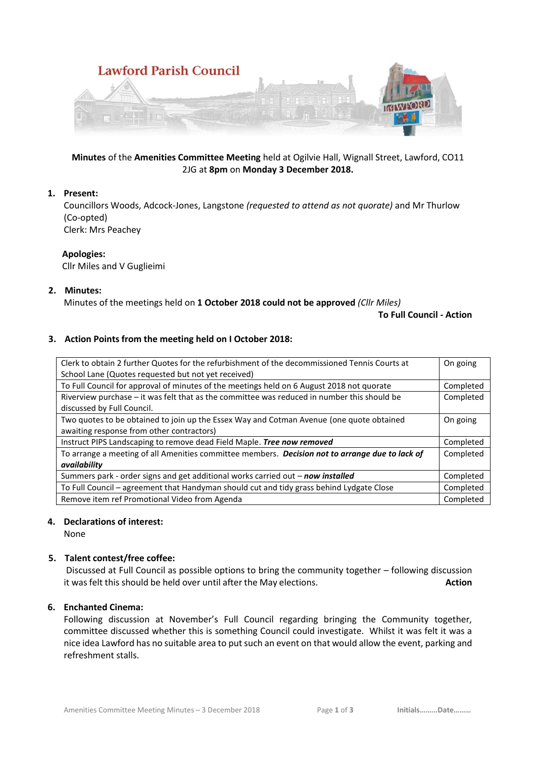# Lawford Parish Council

**Minutes** of the **Amenities Committee Meeting** held at Ogilvie Hall, Wignall Street, Lawford, CO11 2JG at **8pm** on **Monday 3 December 2018.**

1. **Present:**
   Councillors Woods, Adcock-Jones, Langstone *(requested to attend as not quorate)* and Mr Thurlow (Co-opted)
   Clerk: Mrs Peachey

   **Apologies:**
   Cllr Miles and V Guglieimi

2. **Minutes:**
   Minutes of the meetings held on **1 October 2018 could not be approved** *(Cllr Miles)*
   **To Full Council - Action**

3. **Action Points from the meeting held on I October 2018:**

| | |
|---|---|
| Clerk to obtain 2 further Quotes for the refurbishment of the decommissioned Tennis Courts at School Lane (Quotes requested but not yet received) | On going |
| To Full Council for approval of minutes of the meetings held on 6 August 2018 not quorate | Completed |
| Riverview purchase – it was felt that as the committee was reduced in number this should be discussed by Full Council. | Completed |
| Two quotes to be obtained to join up the Essex Way and Cotman Avenue (one quote obtained awaiting response from other contractors) | On going |
| Instruct PIPS Landscaping to remove dead Field Maple. ***Tree now removed*** | Completed |
| To arrange a meeting of all Amenities committee members. ***Decision not to arrange due to lack of availability*** | Completed |
| Summers park - order signs and get additional works carried out – ***now installed*** | Completed |
| To Full Council – agreement that Handyman should cut and tidy grass behind Lydgate Close | Completed |
| Remove item ref Promotional Video from Agenda | Completed |

4. **Declarations of interest:**
   None

5. **Talent contest/free coffee:**
   Discussed at Full Council as possible options to bring the community together – following discussion it was felt this should be held over until after the May elections. **Action**

6. **Enchanted Cinema:**
   Following discussion at November's Full Council regarding bringing the Community together, committee discussed whether this is something Council could investigate. Whilst it was felt it was a nice idea Lawford has no suitable area to put such an event on that would allow the event, parking and refreshment stalls.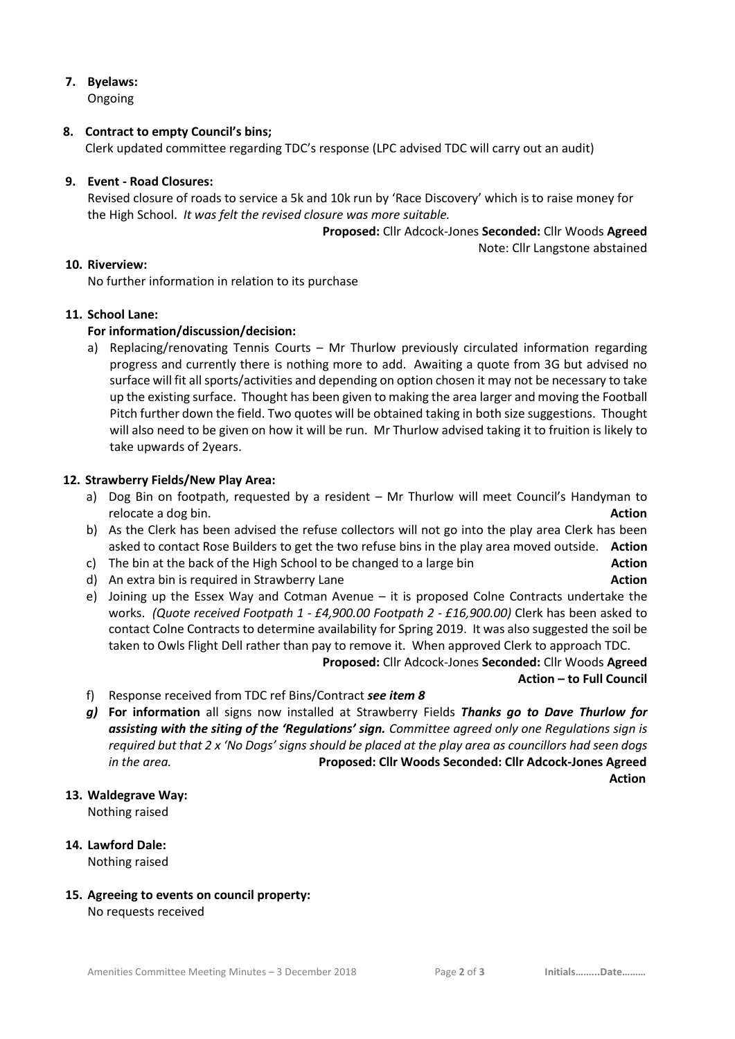**7. Byelaws:**

Ongoing

**8. Contract to empty Council's bins;**

Clerk updated committee regarding TDC's response (LPC advised TDC will carry out an audit)

**9. Event - Road Closures:**

Revised closure of roads to service a 5k and 10k run by 'Race Discovery' which is to raise money for the High School. *It was felt the revised closure was more suitable.*

**Proposed:** Cllr Adcock-Jones **Seconded:** Cllr Woods **Agreed**

Note: Cllr Langstone abstained

**10. Riverview:**

No further information in relation to its purchase

**11. School Lane:**

**For information/discussion/decision:**

a) Replacing/renovating Tennis Courts – Mr Thurlow previously circulated information regarding progress and currently there is nothing more to add. Awaiting a quote from 3G but advised no surface will fit all sports/activities and depending on option chosen it may not be necessary to take up the existing surface. Thought has been given to making the area larger and moving the Football Pitch further down the field. Two quotes will be obtained taking in both size suggestions. Thought will also need to be given on how it will be run. Mr Thurlow advised taking it to fruition is likely to take upwards of 2years.

**12. Strawberry Fields/New Play Area:**

a) Dog Bin on footpath, requested by a resident – Mr Thurlow will meet Council's Handyman to relocate a dog bin. **Action**
b) As the Clerk has been advised the refuse collectors will not go into the play area Clerk has been asked to contact Rose Builders to get the two refuse bins in the play area moved outside. **Action**
c) The bin at the back of the High School to be changed to a large bin **Action**
d) An extra bin is required in Strawberry Lane **Action**
e) Joining up the Essex Way and Cotman Avenue – it is proposed Colne Contracts undertake the works. *(Quote received Footpath 1 - £4,900.00 Footpath 2 - £16,900.00)* Clerk has been asked to contact Colne Contracts to determine availability for Spring 2019. It was also suggested the soil be taken to Owls Flight Dell rather than pay to remove it. When approved Clerk to approach TDC.

   **Proposed:** Cllr Adcock-Jones **Seconded:** Cllr Woods **Agreed**

   **Action – to Full Council**

f) Response received from TDC ref Bins/Contract ***see item 8***
g) **For information** all signs now installed at Strawberry Fields ***Thanks go to Dave Thurlow for assisting with the siting of the 'Regulations' sign.*** *Committee agreed only one Regulations sign is required but that 2 x 'No Dogs' signs should be placed at the play area as councillors had seen dogs in the area.* **Proposed: Cllr Woods Seconded: Cllr Adcock-Jones Agreed**

   **Action**

**13. Waldegrave Way:**

Nothing raised

**14. Lawford Dale:**

Nothing raised

**15. Agreeing to events on council property:**

No requests received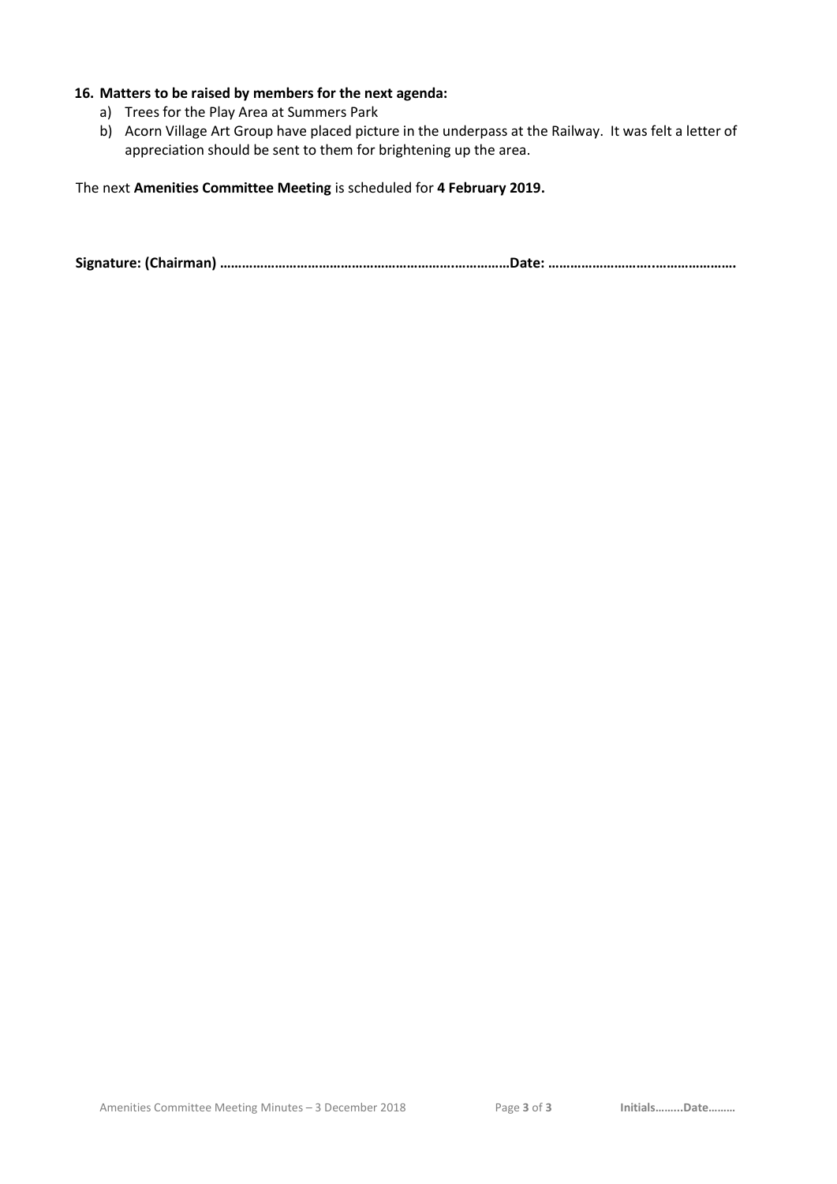**16. Matters to be raised by members for the next agenda:**

a) Trees for the Play Area at Summers Park

b) Acorn Village Art Group have placed picture in the underpass at the Railway. It was felt a letter of appreciation should be sent to them for brightening up the area.

The next **Amenities Committee Meeting** is scheduled for **4 February 2019.**

**Signature: (Chairman) ……………………………………………………………………Date: ………………………………………………**